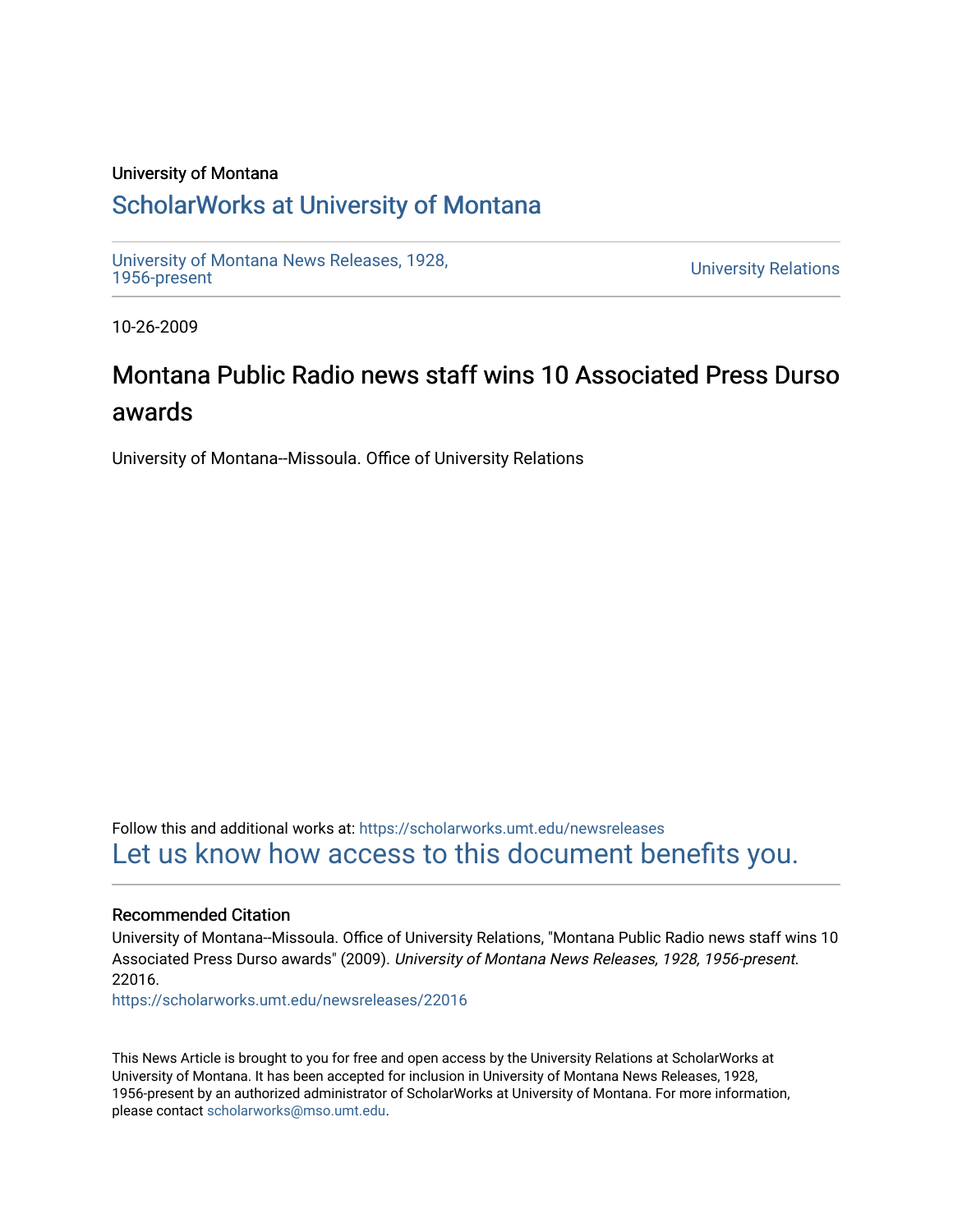University of Montana

## ScholarWorks at University of Montana

University of Montana News Releases, 1928, 1956-present

University Relations

10-26-2009

# Montana Public Radio news staff wins 10 Associated Press Durso awards

University of Montana--Missoula. Office of University Relations

Follow this and additional works at: https://scholarworks.umt.edu/newsreleases

Let us know how access to this document benefits you.

### Recommended Citation

University of Montana--Missoula. Office of University Relations, "Montana Public Radio news staff wins 10 Associated Press Durso awards" (2009). *University of Montana News Releases, 1928, 1956-present*. 22016.

https://scholarworks.umt.edu/newsreleases/22016

This News Article is brought to you for free and open access by the University Relations at ScholarWorks at University of Montana. It has been accepted for inclusion in University of Montana News Releases, 1928, 1956-present by an authorized administrator of ScholarWorks at University of Montana. For more information, please contact scholarworks@mso.umt.edu.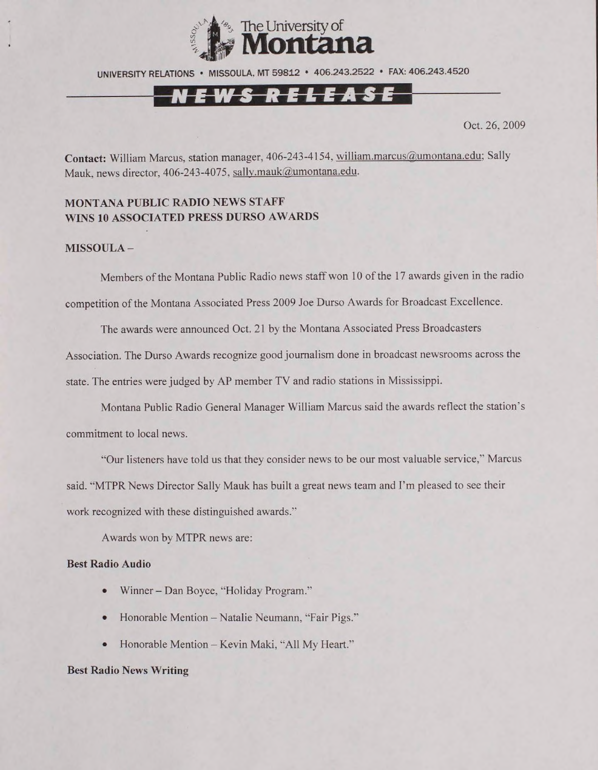# The University of Montana

UNIVERSITY RELATIONS • MISSOULA, MT 59812 • 406.243.2522 • FAX: 406.243.4520

## NEWS RELEASE

Oct. 26, 2009

**Contact:** William Marcus, station manager, 406-243-4154, william.marcus@umontana.edu; Sally Mauk, news director, 406-243-4075, sally.mauk@umontana.edu.

**MONTANA PUBLIC RADIO NEWS STAFF WINS 10 ASSOCIATED PRESS DURSO AWARDS**

**MISSOULA –**

Members of the Montana Public Radio news staff won 10 of the 17 awards given in the radio competition of the Montana Associated Press 2009 Joe Durso Awards for Broadcast Excellence.

The awards were announced Oct. 21 by the Montana Associated Press Broadcasters Association. The Durso Awards recognize good journalism done in broadcast newsrooms across the state. The entries were judged by AP member TV and radio stations in Mississippi.

Montana Public Radio General Manager William Marcus said the awards reflect the station's commitment to local news.

"Our listeners have told us that they consider news to be our most valuable service," Marcus said. "MTPR News Director Sally Mauk has built a great news team and I'm pleased to see their work recognized with these distinguished awards."

Awards won by MTPR news are:

**Best Radio Audio**

- Winner – Dan Boyce, "Holiday Program."
- Honorable Mention – Natalie Neumann, "Fair Pigs."
- Honorable Mention – Kevin Maki, "All My Heart."

**Best Radio News Writing**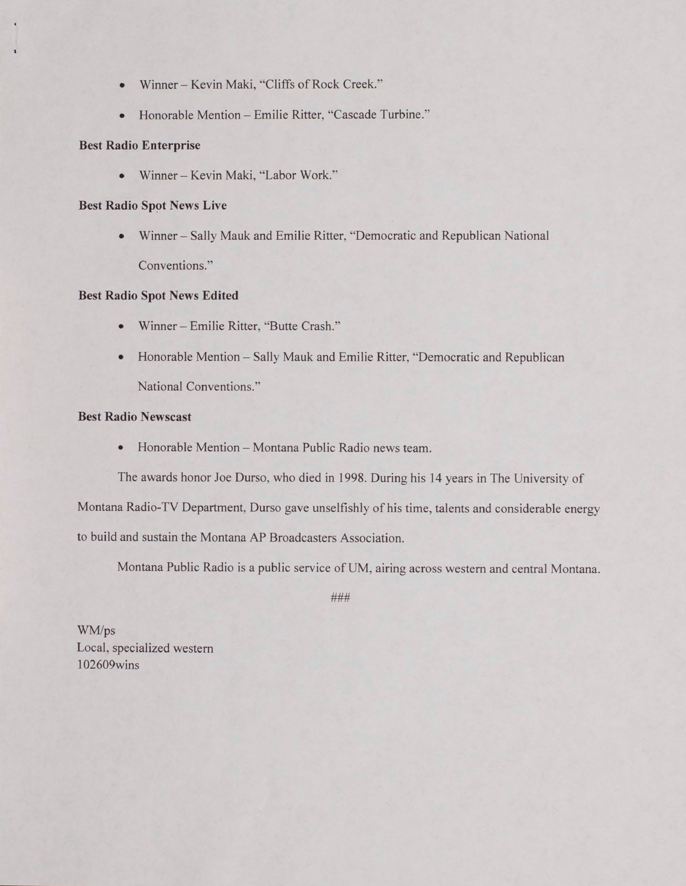- Winner – Kevin Maki, "Cliffs of Rock Creek."
- Honorable Mention – Emilie Ritter, "Cascade Turbine."

**Best Radio Enterprise**

- Winner – Kevin Maki, "Labor Work."

**Best Radio Spot News Live**

- Winner – Sally Mauk and Emilie Ritter, "Democratic and Republican National Conventions."

**Best Radio Spot News Edited**

- Winner – Emilie Ritter, "Butte Crash."
- Honorable Mention – Sally Mauk and Emilie Ritter, "Democratic and Republican National Conventions."

**Best Radio Newscast**

- Honorable Mention – Montana Public Radio news team.

The awards honor Joe Durso, who died in 1998. During his 14 years in The University of Montana Radio-TV Department, Durso gave unselfishly of his time, talents and considerable energy to build and sustain the Montana AP Broadcasters Association.

Montana Public Radio is a public service of UM, airing across western and central Montana.

###

WM/ps
Local, specialized western
102609wins